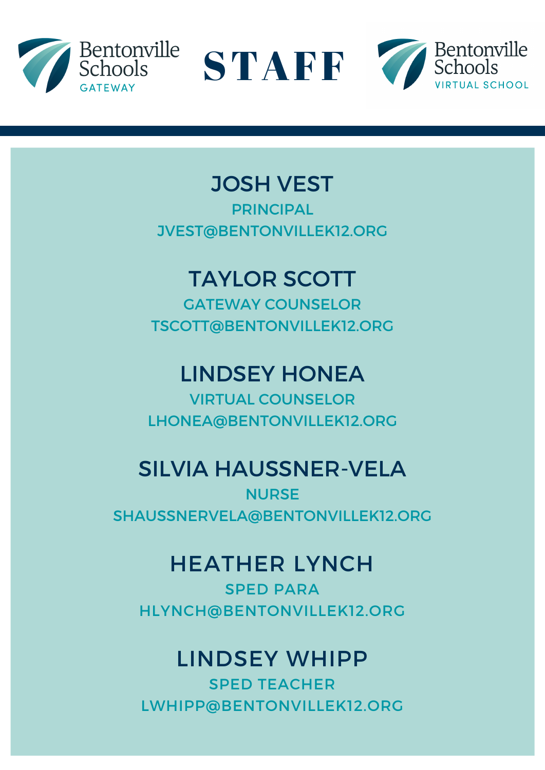Bentonville Schools GATEWAY

# STAFF

Bentonville Schools VIRTUAL SCHOOL

## JOSH VEST

PRINCIPAL

JVEST@BENTONVILLEK12.ORG

## TAYLOR SCOTT

GATEWAY COUNSELOR

TSCOTT@BENTONVILLEK12.ORG

## LINDSEY HONEA

VIRTUAL COUNSELOR

LHONEA@BENTONVILLEK12.ORG

## SILVIA HAUSSNER-VELA

NURSE

SHAUSSNERVELA@BENTONVILLEK12.ORG

## HEATHER LYNCH

SPED PARA

HLYNCH@BENTONVILLEK12.ORG

## LINDSEY WHIPP

SPED TEACHER

LWHIPP@BENTONVILLEK12.ORG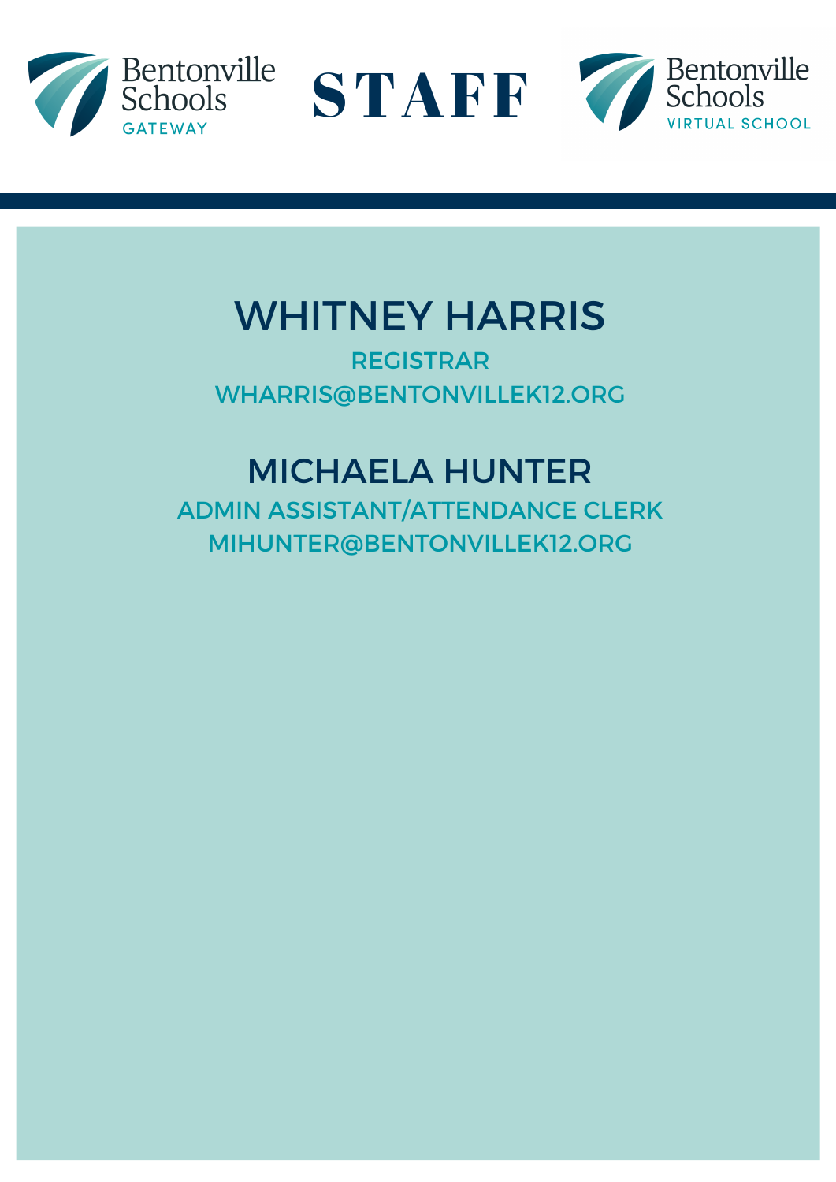Bentonville Schools GATEWAY

# STAFF

Bentonville Schools VIRTUAL SCHOOL

## WHITNEY HARRIS

REGISTRAR

WHARRIS@BENTONVILLEK12.ORG

## MICHAELA HUNTER

ADMIN ASSISTANT/ATTENDANCE CLERK

MIHUNTER@BENTONVILLEK12.ORG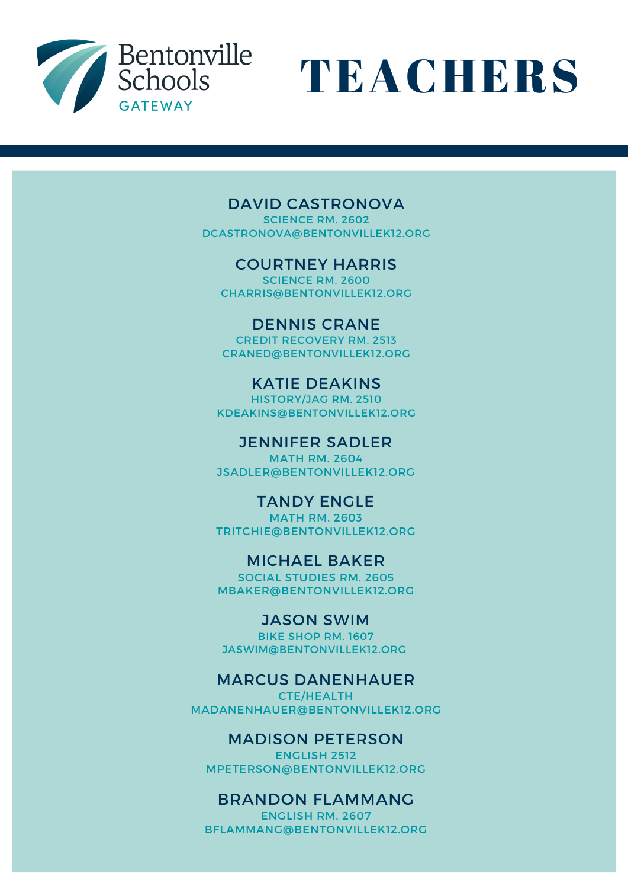Bentonville Schools
GATEWAY

# TEACHERS

**DAVID CASTRONOVA**
SCIENCE RM. 2602
DCASTRONOVA@BENTONVILLEK12.ORG

**COURTNEY HARRIS**
SCIENCE RM. 2600
CHARRIS@BENTONVILLEK12.ORG

**DENNIS CRANE**
CREDIT RECOVERY RM. 2513
CRANED@BENTONVILLEK12.ORG

**KATIE DEAKINS**
HISTORY/JAG RM. 2510
KDEAKINS@BENTONVILLEK12.ORG

**JENNIFER SADLER**
MATH RM. 2604
JSADLER@BENTONVILLEK12.ORG

**TANDY ENGLE**
MATH RM. 2603
TRITCHIE@BENTONVILLEK12.ORG

**MICHAEL BAKER**
SOCIAL STUDIES RM. 2605
MBAKER@BENTONVILLEK12.ORG

**JASON SWIM**
BIKE SHOP RM. 1607
JASWIM@BENTONVILLEK12.ORG

**MARCUS DANENHAUER**
CTE/HEALTH
MADANENHAUER@BENTONVILLEK12.ORG

**MADISON PETERSON**
ENGLISH 2512
MPETERSON@BENTONVILLEK12.ORG

**BRANDON FLAMMANG**
ENGLISH RM. 2607
BFLAMMANG@BENTONVILLEK12.ORG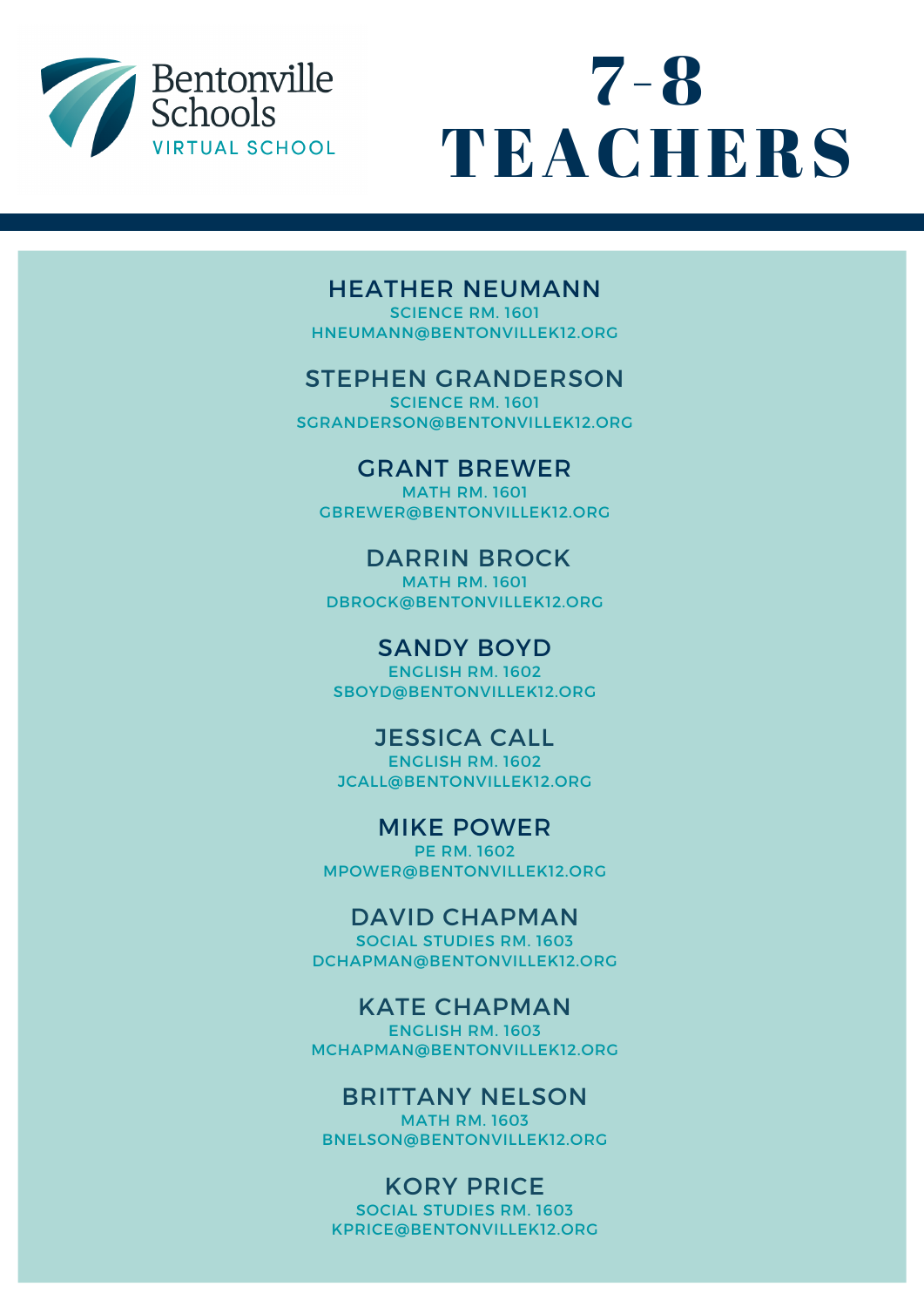Bentonville Schools
VIRTUAL SCHOOL

# 7-8 TEACHERS

### HEATHER NEUMANN
SCIENCE RM. 1601
HNEUMANN@BENTONVILLEK12.ORG

### STEPHEN GRANDERSON
SCIENCE RM. 1601
SGRANDERSON@BENTONVILLEK12.ORG

### GRANT BREWER
MATH RM. 1601
GBREWER@BENTONVILLEK12.ORG

### DARRIN BROCK
MATH RM. 1601
DBROCK@BENTONVILLEK12.ORG

### SANDY BOYD
ENGLISH RM. 1602
SBOYD@BENTONVILLEK12.ORG

### JESSICA CALL
ENGLISH RM. 1602
JCALL@BENTONVILLEK12.ORG

### MIKE POWER
PE RM. 1602
MPOWER@BENTONVILLEK12.ORG

### DAVID CHAPMAN
SOCIAL STUDIES RM. 1603
DCHAPMAN@BENTONVILLEK12.ORG

### KATE CHAPMAN
ENGLISH RM. 1603
MCHAPMAN@BENTONVILLEK12.ORG

### BRITTANY NELSON
MATH RM. 1603
BNELSON@BENTONVILLEK12.ORG

### KORY PRICE
SOCIAL STUDIES RM. 1603
KPRICE@BENTONVILLEK12.ORG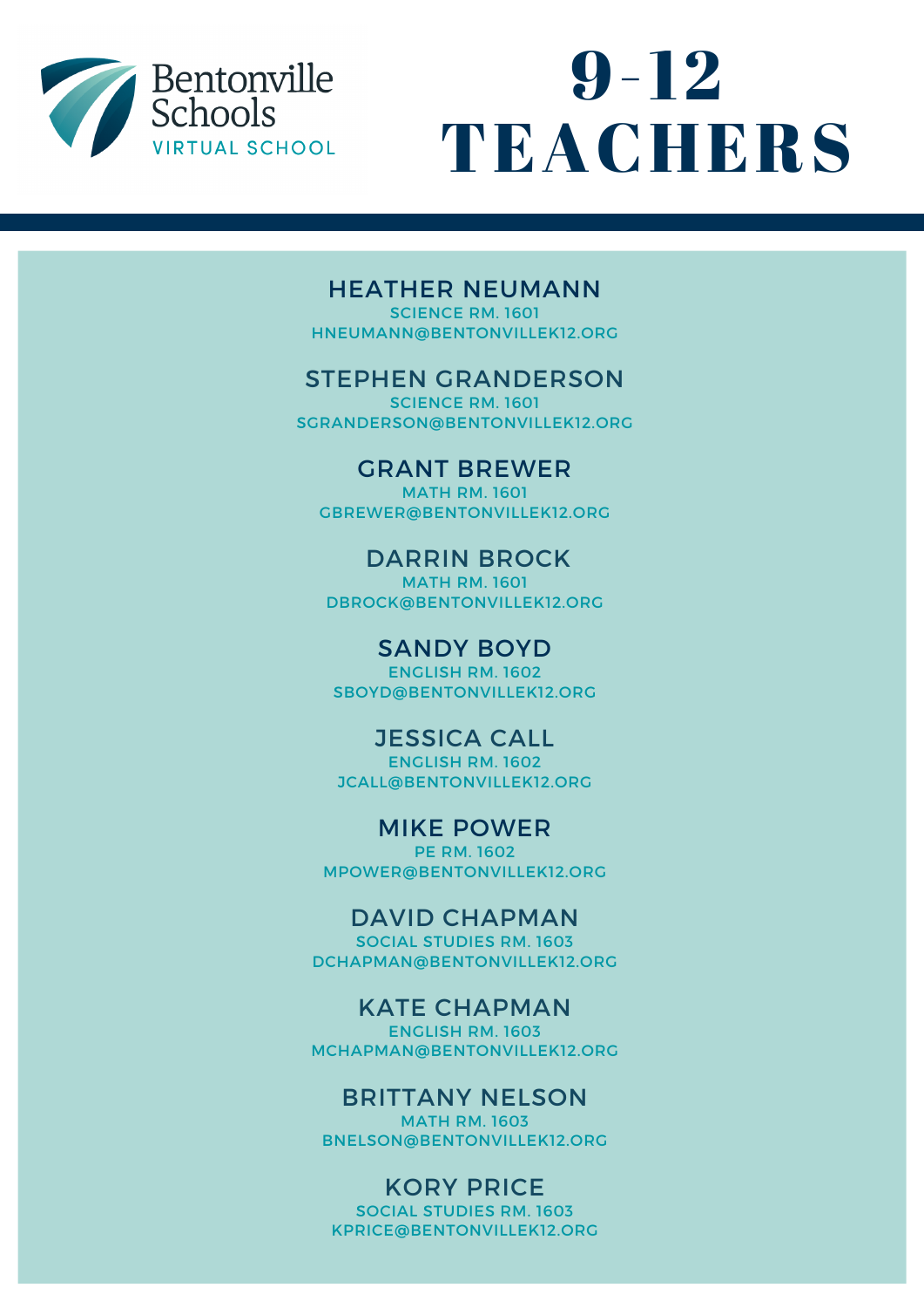Bentonville Schools
VIRTUAL SCHOOL

# 9-12 TEACHERS

### HEATHER NEUMANN
SCIENCE RM. 1601
HNEUMANN@BENTONVILLEK12.ORG

### STEPHEN GRANDERSON
SCIENCE RM. 1601
SGRANDERSON@BENTONVILLEK12.ORG

### GRANT BREWER
MATH RM. 1601
GBREWER@BENTONVILLEK12.ORG

### DARRIN BROCK
MATH RM. 1601
DBROCK@BENTONVILLEK12.ORG

### SANDY BOYD
ENGLISH RM. 1602
SBOYD@BENTONVILLEK12.ORG

### JESSICA CALL
ENGLISH RM. 1602
JCALL@BENTONVILLEK12.ORG

### MIKE POWER
PE RM. 1602
MPOWER@BENTONVILLEK12.ORG

### DAVID CHAPMAN
SOCIAL STUDIES RM. 1603
DCHAPMAN@BENTONVILLEK12.ORG

### KATE CHAPMAN
ENGLISH RM. 1603
MCHAPMAN@BENTONVILLEK12.ORG

### BRITTANY NELSON
MATH RM. 1603
BNELSON@BENTONVILLEK12.ORG

### KORY PRICE
SOCIAL STUDIES RM. 1603
KPRICE@BENTONVILLEK12.ORG